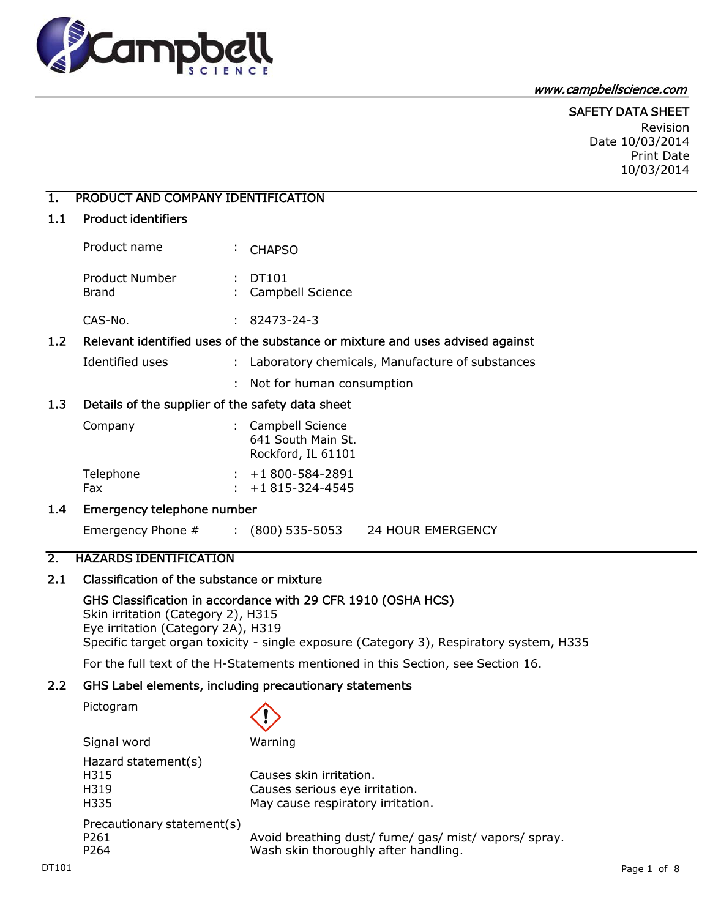www.campbellscience.com

SAFETY DATA SHEET

Revision Date 10/03/2014
Print Date 10/03/2014

# 1. PRODUCT AND COMPANY IDENTIFICATION

## 1.1 Product identifiers

| | | |
|---|---|---|
| Product name | : | CHAPSO |
| Product Number | : | DT101 |
| Brand | : | Campbell Science |
| CAS-No. | : | 82473-24-3 |

## 1.2 Relevant identified uses of the substance or mixture and uses advised against

| | | |
|---|---|---|
| Identified uses | : | Laboratory chemicals, Manufacture of substances |
| | : | Not for human consumption |

## 1.3 Details of the supplier of the safety data sheet

| | | |
|---|---|---|
| Company | : | Campbell Science<br>641 South Main St.<br>Rockford, IL 61101 |
| Telephone | : | +1 800-584-2891 |
| Fax | : | +1 815-324-4545 |

## 1.4 Emergency telephone number

| | | |
|---|---|---|
| Emergency Phone # | : | (800) 535-5053 24 HOUR EMERGENCY |

# 2. HAZARDS IDENTIFICATION

## 2.1 Classification of the substance or mixture

**GHS Classification in accordance with 29 CFR 1910 (OSHA HCS)**
Skin irritation (Category 2), H315
Eye irritation (Category 2A), H319
Specific target organ toxicity - single exposure (Category 3), Respiratory system, H335

For the full text of the H-Statements mentioned in this Section, see Section 16.

## 2.2 GHS Label elements, including precautionary statements

Pictogram

Signal word: Warning

| Hazard statement(s) | |
|---|---|
| H315 | Causes skin irritation. |
| H319 | Causes serious eye irritation. |
| H335 | May cause respiratory irritation. |

| Precautionary statement(s) | |
|---|---|
| P261 | Avoid breathing dust/ fume/ gas/ mist/ vapors/ spray. |
| P264 | Wash skin thoroughly after handling. |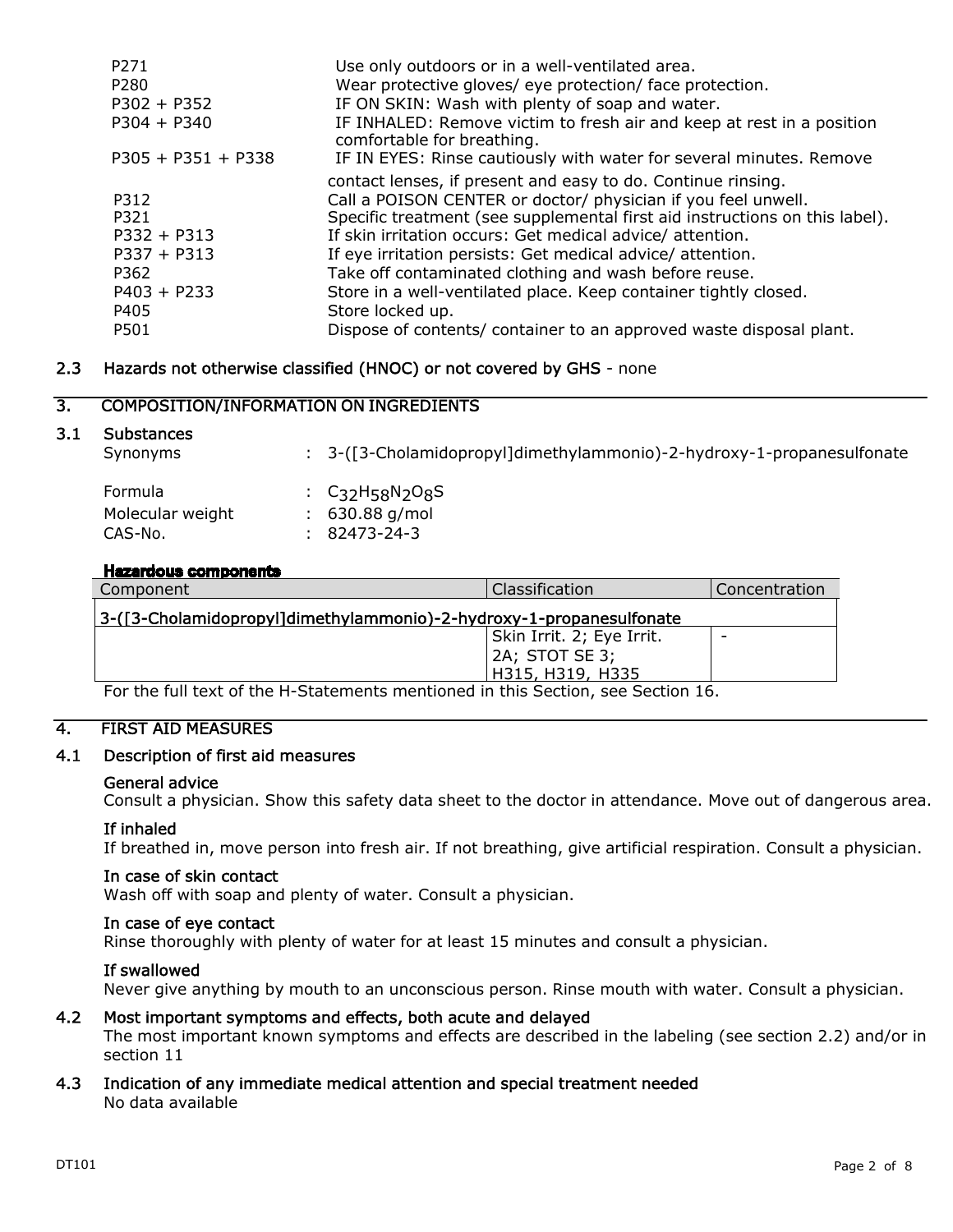| | |
|---|---|
| P271 | Use only outdoors or in a well-ventilated area. |
| P280 | Wear protective gloves/ eye protection/ face protection. |
| P302 + P352 | IF ON SKIN: Wash with plenty of soap and water. |
| P304 + P340 | IF INHALED: Remove victim to fresh air and keep at rest in a position comfortable for breathing. |
| P305 + P351 + P338 | IF IN EYES: Rinse cautiously with water for several minutes. Remove contact lenses, if present and easy to do. Continue rinsing. |
| P312 | Call a POISON CENTER or doctor/ physician if you feel unwell. |
| P321 | Specific treatment (see supplemental first aid instructions on this label). |
| P332 + P313 | If skin irritation occurs: Get medical advice/ attention. |
| P337 + P313 | If eye irritation persists: Get medical advice/ attention. |
| P362 | Take off contaminated clothing and wash before reuse. |
| P403 + P233 | Store in a well-ventilated place. Keep container tightly closed. |
| P405 | Store locked up. |
| P501 | Dispose of contents/ container to an approved waste disposal plant. |

### 2.3 Hazards not otherwise classified (HNOC) or not covered by GHS - none

## 3. COMPOSITION/INFORMATION ON INGREDIENTS

### 3.1 Substances

Synonyms : 3-([3-Cholamidopropyl]dimethylammonio)-2-hydroxy-1-propanesulfonate

Formula : $C_{32}H_{58}N_2O_8S$
Molecular weight : 630.88 g/mol
CAS-No. : 82473-24-3

**Hazardous components**

| Component | Classification | Concentration |
|---|---|---|
| 3-([3-Cholamidopropyl]dimethylammonio)-2-hydroxy-1-propanesulfonate | | |
| | Skin Irrit. 2; Eye Irrit. 2A; STOT SE 3; H315, H319, H335 | - |

For the full text of the H-Statements mentioned in this Section, see Section 16.

## 4. FIRST AID MEASURES

### 4.1 Description of first aid measures

**General advice**

Consult a physician. Show this safety data sheet to the doctor in attendance. Move out of dangerous area.

**If inhaled**

If breathed in, move person into fresh air. If not breathing, give artificial respiration. Consult a physician.

**In case of skin contact**

Wash off with soap and plenty of water. Consult a physician.

**In case of eye contact**

Rinse thoroughly with plenty of water for at least 15 minutes and consult a physician.

**If swallowed**

Never give anything by mouth to an unconscious person. Rinse mouth with water. Consult a physician.

### 4.2 Most important symptoms and effects, both acute and delayed

The most important known symptoms and effects are described in the labeling (see section 2.2) and/or in section 11

### 4.3 Indication of any immediate medical attention and special treatment needed

No data available

DT101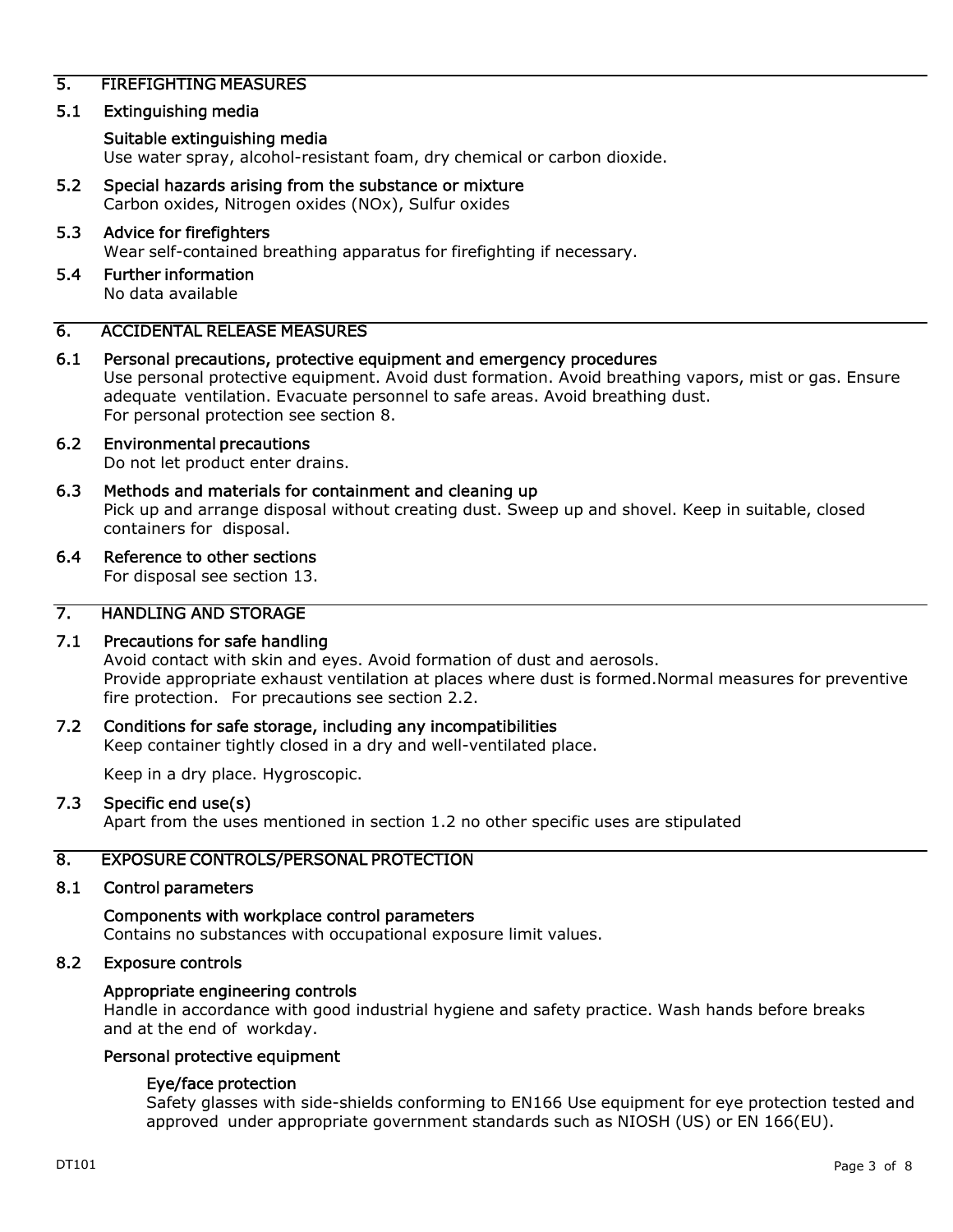## 5. FIREFIGHTING MEASURES

### 5.1 Extinguishing media

**Suitable extinguishing media**

Use water spray, alcohol-resistant foam, dry chemical or carbon dioxide.

### 5.2 Special hazards arising from the substance or mixture

Carbon oxides, Nitrogen oxides (NOx), Sulfur oxides

### 5.3 Advice for firefighters

Wear self-contained breathing apparatus for firefighting if necessary.

### 5.4 Further information

No data available

## 6. ACCIDENTAL RELEASE MEASURES

### 6.1 Personal precautions, protective equipment and emergency procedures

Use personal protective equipment. Avoid dust formation. Avoid breathing vapors, mist or gas. Ensure adequate ventilation. Evacuate personnel to safe areas. Avoid breathing dust.
For personal protection see section 8.

### 6.2 Environmental precautions

Do not let product enter drains.

### 6.3 Methods and materials for containment and cleaning up

Pick up and arrange disposal without creating dust. Sweep up and shovel. Keep in suitable, closed containers for disposal.

### 6.4 Reference to other sections

For disposal see section 13.

## 7. HANDLING AND STORAGE

### 7.1 Precautions for safe handling

Avoid contact with skin and eyes. Avoid formation of dust and aerosols.
Provide appropriate exhaust ventilation at places where dust is formed.Normal measures for preventive fire protection. For precautions see section 2.2.

### 7.2 Conditions for safe storage, including any incompatibilities

Keep container tightly closed in a dry and well-ventilated place.

Keep in a dry place. Hygroscopic.

### 7.3 Specific end use(s)

Apart from the uses mentioned in section 1.2 no other specific uses are stipulated

## 8. EXPOSURE CONTROLS/PERSONAL PROTECTION

### 8.1 Control parameters

**Components with workplace control parameters**

Contains no substances with occupational exposure limit values.

### 8.2 Exposure controls

**Appropriate engineering controls**

Handle in accordance with good industrial hygiene and safety practice. Wash hands before breaks and at the end of workday.

**Personal protective equipment**

**Eye/face protection**

Safety glasses with side-shields conforming to EN166 Use equipment for eye protection tested and approved under appropriate government standards such as NIOSH (US) or EN 166(EU).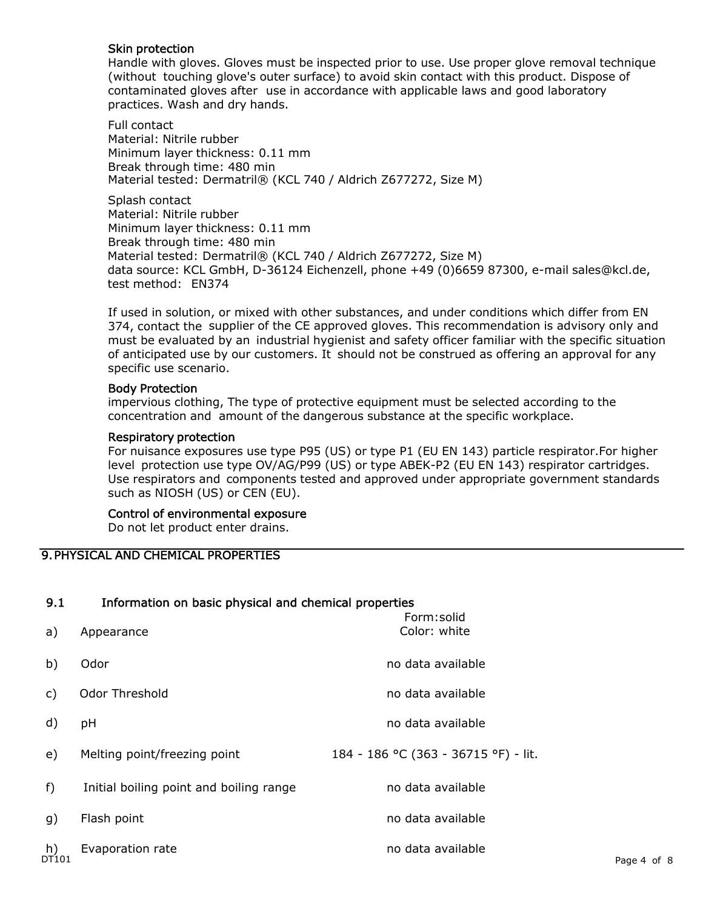#### Skin protection

Handle with gloves. Gloves must be inspected prior to use. Use proper glove removal technique (without touching glove's outer surface) to avoid skin contact with this product. Dispose of contaminated gloves after use in accordance with applicable laws and good laboratory practices. Wash and dry hands.

Full contact
Material: Nitrile rubber
Minimum layer thickness: 0.11 mm
Break through time: 480 min
Material tested: Dermatril® (KCL 740 / Aldrich Z677272, Size M)

Splash contact
Material: Nitrile rubber
Minimum layer thickness: 0.11 mm
Break through time: 480 min
Material tested: Dermatril® (KCL 740 / Aldrich Z677272, Size M)
data source: KCL GmbH, D-36124 Eichenzell, phone +49 (0)6659 87300, e-mail sales@kcl.de, test method: EN374

If used in solution, or mixed with other substances, and under conditions which differ from EN 374, contact the supplier of the CE approved gloves. This recommendation is advisory only and must be evaluated by an industrial hygienist and safety officer familiar with the specific situation of anticipated use by our customers. It should not be construed as offering an approval for any specific use scenario.

#### Body Protection

impervious clothing, The type of protective equipment must be selected according to the concentration and amount of the dangerous substance at the specific workplace.

#### Respiratory protection

For nuisance exposures use type P95 (US) or type P1 (EU EN 143) particle respirator.For higher level protection use type OV/AG/P99 (US) or type ABEK-P2 (EU EN 143) respirator cartridges. Use respirators and components tested and approved under appropriate government standards such as NIOSH (US) or CEN (EU).

#### Control of environmental exposure

Do not let product enter drains.

## 9. PHYSICAL AND CHEMICAL PROPERTIES

### 9.1 Information on basic physical and chemical properties

| | | |
|---|---|---|
| a) | Appearance | Form: solid<br>Color: white |
| b) | Odor | no data available |
| c) | Odor Threshold | no data available |
| d) | pH | no data available |
| e) | Melting point/freezing point | 184 - 186 °C (363 - 36715 °F) - lit. |
| f) | Initial boiling point and boiling range | no data available |
| g) | Flash point | no data available |
| h) | Evaporation rate | no data available |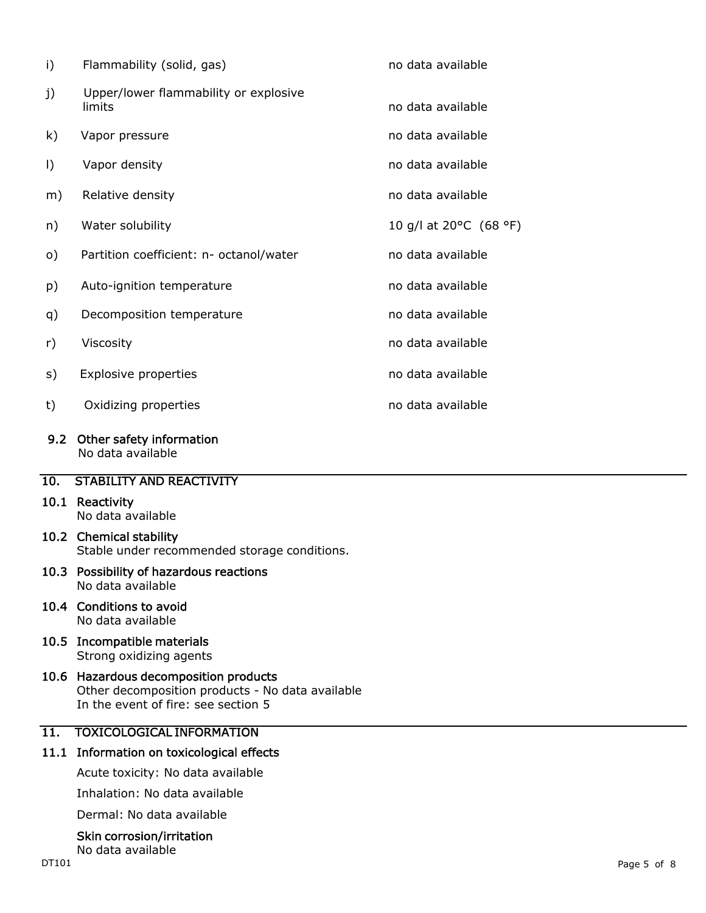| | | |
|---|---|---|
| i) | Flammability (solid, gas) | no data available |
| j) | Upper/lower flammability or explosive limits | no data available |
| k) | Vapor pressure | no data available |
| l) | Vapor density | no data available |
| m) | Relative density | no data available |
| n) | Water solubility | 10 g/l at 20°C (68 °F) |
| o) | Partition coefficient: n- octanol/water | no data available |
| p) | Auto-ignition temperature | no data available |
| q) | Decomposition temperature | no data available |
| r) | Viscosity | no data available |
| s) | Explosive properties | no data available |
| t) | Oxidizing properties | no data available |

### 9.2 Other safety information

No data available

## 10. STABILITY AND REACTIVITY

### 10.1 Reactivity

No data available

### 10.2 Chemical stability

Stable under recommended storage conditions.

### 10.3 Possibility of hazardous reactions

No data available

### 10.4 Conditions to avoid

No data available

### 10.5 Incompatible materials

Strong oxidizing agents

### 10.6 Hazardous decomposition products

Other decomposition products - No data available
In the event of fire: see section 5

## 11. TOXICOLOGICAL INFORMATION

### 11.1 Information on toxicological effects

Acute toxicity: No data available

Inhalation: No data available

Dermal: No data available

#### Skin corrosion/irritation

No data available

DT101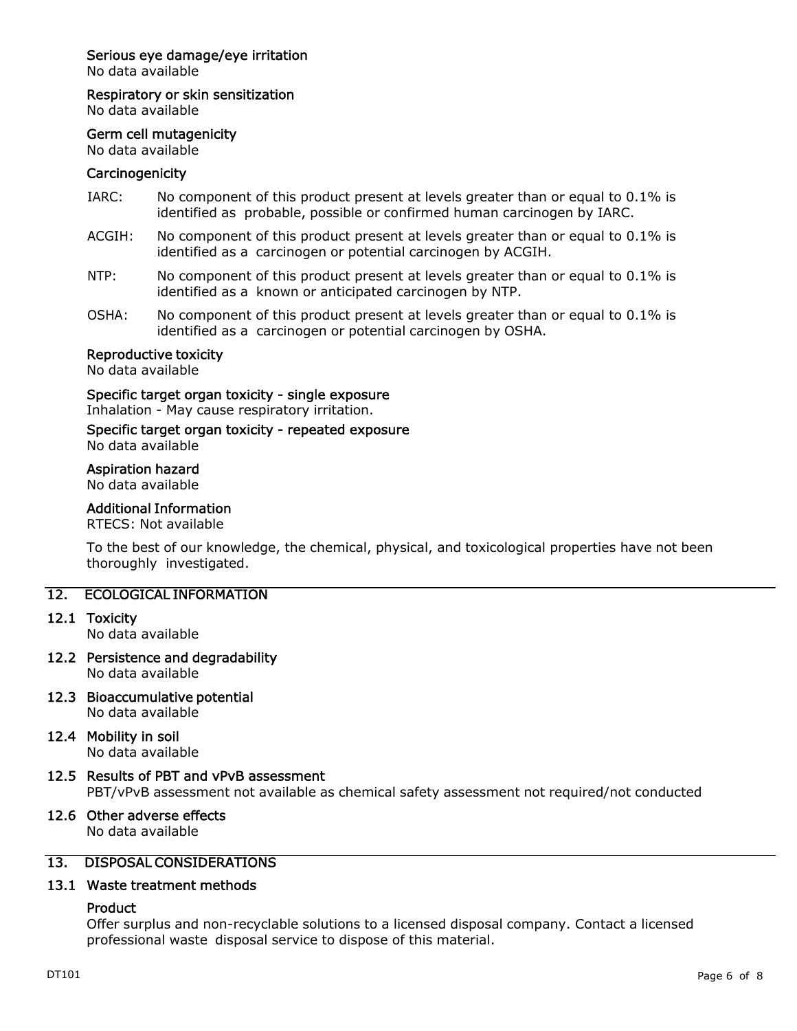#### Serious eye damage/eye irritation

No data available

#### Respiratory or skin sensitization

No data available

#### Germ cell mutagenicity

No data available

#### Carcinogenicity

IARC: No component of this product present at levels greater than or equal to 0.1% is identified as probable, possible or confirmed human carcinogen by IARC.

ACGIH: No component of this product present at levels greater than or equal to 0.1% is identified as a carcinogen or potential carcinogen by ACGIH.

NTP: No component of this product present at levels greater than or equal to 0.1% is identified as a known or anticipated carcinogen by NTP.

OSHA: No component of this product present at levels greater than or equal to 0.1% is identified as a carcinogen or potential carcinogen by OSHA.

#### Reproductive toxicity

No data available

#### Specific target organ toxicity - single exposure

Inhalation - May cause respiratory irritation.

#### Specific target organ toxicity - repeated exposure

No data available

#### Aspiration hazard

No data available

#### Additional Information

RTECS: Not available

To the best of our knowledge, the chemical, physical, and toxicological properties have not been thoroughly investigated.

## 12. ECOLOGICAL INFORMATION

### 12.1 Toxicity

No data available

### 12.2 Persistence and degradability

No data available

### 12.3 Bioaccumulative potential

No data available

### 12.4 Mobility in soil

No data available

### 12.5 Results of PBT and vPvB assessment

PBT/vPvB assessment not available as chemical safety assessment not required/not conducted

### 12.6 Other adverse effects

No data available

## 13. DISPOSAL CONSIDERATIONS

### 13.1 Waste treatment methods

#### Product

Offer surplus and non-recyclable solutions to a licensed disposal company. Contact a licensed professional waste disposal service to dispose of this material.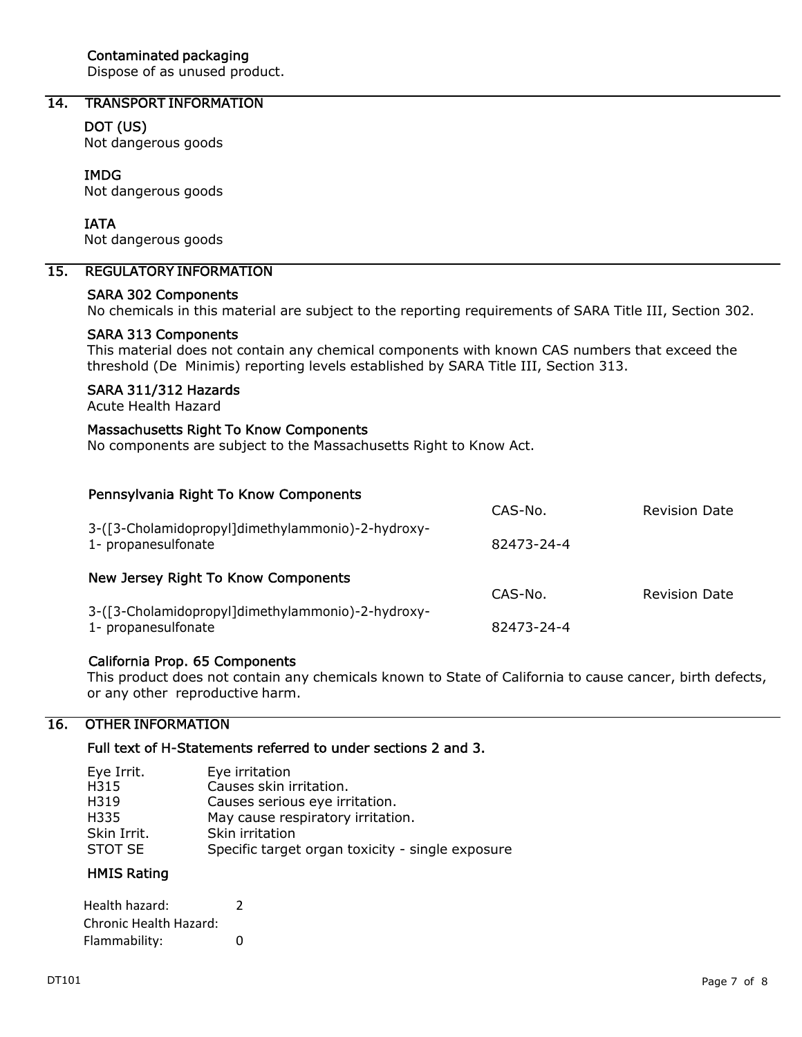#### Contaminated packaging

Dispose of as unused product.

## 14. TRANSPORT INFORMATION

#### DOT (US)

Not dangerous goods

#### IMDG

Not dangerous goods

#### IATA

Not dangerous goods

## 15. REGULATORY INFORMATION

#### SARA 302 Components

No chemicals in this material are subject to the reporting requirements of SARA Title III, Section 302.

#### SARA 313 Components

This material does not contain any chemical components with known CAS numbers that exceed the threshold (De Minimis) reporting levels established by SARA Title III, Section 313.

#### SARA 311/312 Hazards

Acute Health Hazard

#### Massachusetts Right To Know Components

No components are subject to the Massachusetts Right to Know Act.

#### Pennsylvania Right To Know Components

| | CAS-No. | Revision Date |
|---|---|---|
| 3-([3-Cholamidopropyl]dimethylammonio)-2-hydroxy-1- propanesulfonate | 82473-24-4 | |

#### New Jersey Right To Know Components

| | CAS-No. | Revision Date |
|---|---|---|
| 3-([3-Cholamidopropyl]dimethylammonio)-2-hydroxy-1- propanesulfonate | 82473-24-4 | |

#### California Prop. 65 Components

This product does not contain any chemicals known to State of California to cause cancer, birth defects, or any other reproductive harm.

## 16. OTHER INFORMATION

#### Full text of H-Statements referred to under sections 2 and 3.

| | |
|---|---|
| Eye Irrit. | Eye irritation |
| H315 | Causes skin irritation. |
| H319 | Causes serious eye irritation. |
| H335 | May cause respiratory irritation. |
| Skin Irrit. | Skin irritation |
| STOT SE | Specific target organ toxicity - single exposure |

#### HMIS Rating

| | |
|---|---|
| Health hazard: | 2 |
| Chronic Health Hazard: | |
| Flammability: | 0 |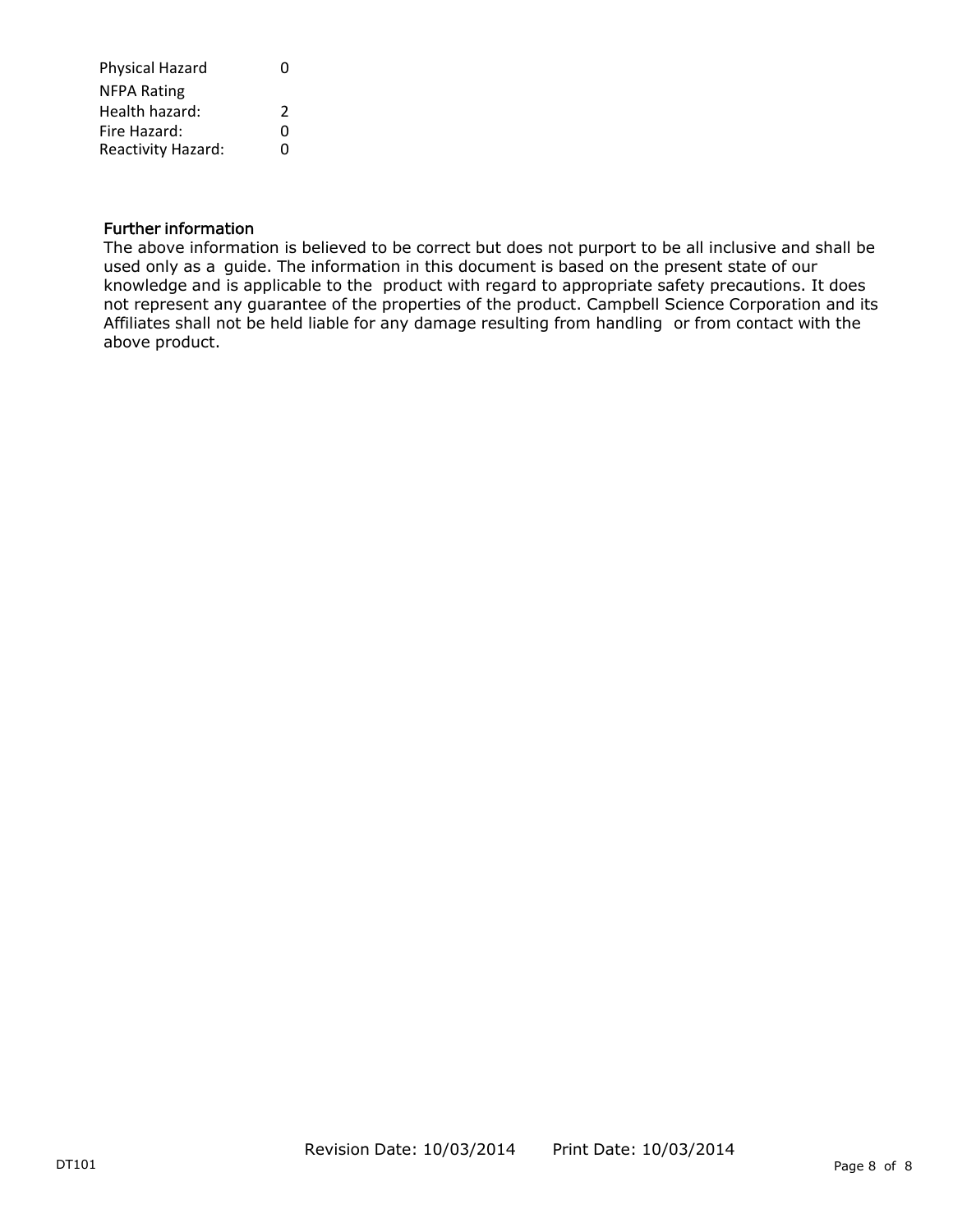| | |
|---|---|
| Physical Hazard | 0 |
| NFPA Rating | |
| Health hazard: | 2 |
| Fire Hazard: | 0 |
| Reactivity Hazard: | 0 |

### Further information

The above information is believed to be correct but does not purport to be all inclusive and shall be used only as a guide. The information in this document is based on the present state of our knowledge and is applicable to the product with regard to appropriate safety precautions. It does not represent any guarantee of the properties of the product. Campbell Science Corporation and its Affiliates shall not be held liable for any damage resulting from handling or from contact with the above product.

Revision Date: 10/03/2014 Print Date: 10/03/2014

DT101